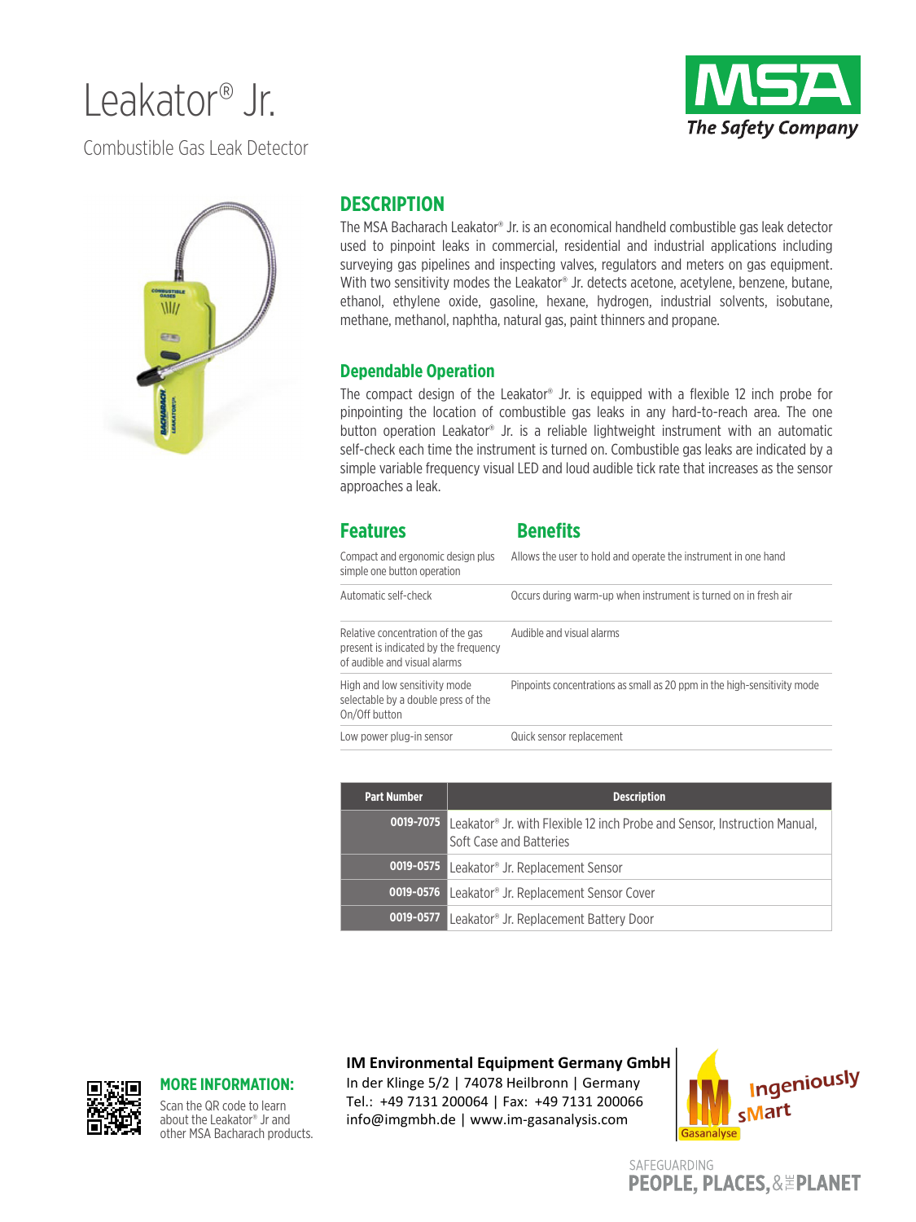# Leakator® Jr.

Combustible Gas Leak Detector

## DESCRIPTION

The MSA Bacharach Leakator® Jr. is an economical handheld combustible gas leak detector used to pinpoint leaks in commercial, residential and industrial applications including surveying gas pipelines and inspecting valves, regulators and meters on gas equipment. With two sensitivity modes the Leakator® Jr. detects acetone, acetylene, benzene, butane, ethanol, ethylene oxide, gasoline, hexane, hydrogen, industrial solvents, isobutane, methane, methanol, naphtha, natural gas, paint thinners and propane.

### Dependable Operation

The compact design of the Leakator® Jr. is equipped with a flexible 12 inch probe for pinpointing the location of combustible gas leaks in any hard-to-reach area. The one button operation Leakator® Jr. is a reliable lightweight instrument with an automatic self-check each time the instrument is turned on. Combustible gas leaks are indicated by a simple variable frequency visual LED and loud audible tick rate that increases as the sensor approaches a leak.

| Features | Benefits |
| --- | --- |
| Compact and ergonomic design plus simple one button operation | Allows the user to hold and operate the instrument in one hand |
| Automatic self-check | Occurs during warm-up when instrument is turned on in fresh air |
| Relative concentration of the gas present is indicated by the frequency of audible and visual alarms | Audible and visual alarms |
| High and low sensitivity mode selectable by a double press of the On/Off button | Pinpoints concentrations as small as 20 ppm in the high-sensitivity mode |
| Low power plug-in sensor | Quick sensor replacement |

| Part Number | Description |
| --- | --- |
| 0019-7075 | Leakator® Jr. with Flexible 12 inch Probe and Sensor, Instruction Manual, Soft Case and Batteries |
| 0019-0575 | Leakator® Jr. Replacement Sensor |
| 0019-0576 | Leakator® Jr. Replacement Sensor Cover |
| 0019-0577 | Leakator® Jr. Replacement Battery Door |

**MORE INFORMATION:**

Scan the QR code to learn about the Leakator® Jr and other MSA Bacharach products.

**IM Environmental Equipment Germany GmbH**
In der Klinge 5/2 | 74078 Heilbronn | Germany
Tel.: +49 7131 200064 | Fax: +49 7131 200066
info@imgmbh.de | www.im-gasanalysis.com

SAFEGUARDING PEOPLE, PLACES, & THE PLANET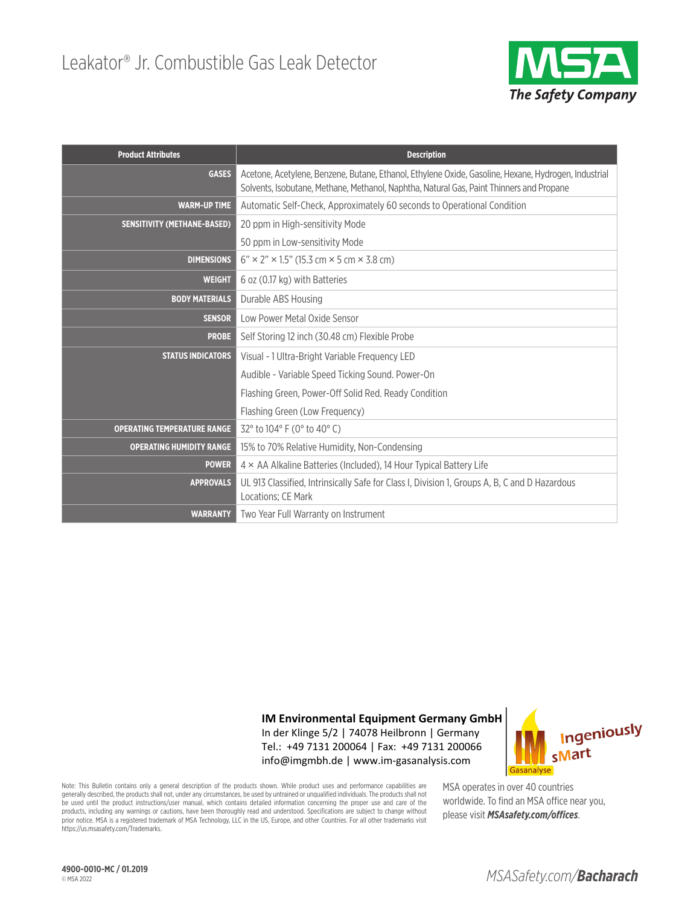# Leakator® Jr. Combustible Gas Leak Detector

| Product Attributes | Description |
|---|---|
| GASES | Acetone, Acetylene, Benzene, Butane, Ethanol, Ethylene Oxide, Gasoline, Hexane, Hydrogen, Industrial Solvents, Isobutane, Methane, Methanol, Naphtha, Natural Gas, Paint Thinners and Propane |
| WARM-UP TIME | Automatic Self-Check, Approximately 60 seconds to Operational Condition |
| SENSITIVITY (METHANE-BASED) | 20 ppm in High-sensitivity Mode |
| | 50 ppm in Low-sensitivity Mode |
| DIMENSIONS | 6" × 2" × 1.5" (15.3 cm × 5 cm × 3.8 cm) |
| WEIGHT | 6 oz (0.17 kg) with Batteries |
| BODY MATERIALS | Durable ABS Housing |
| SENSOR | Low Power Metal Oxide Sensor |
| PROBE | Self Storing 12 inch (30.48 cm) Flexible Probe |
| STATUS INDICATORS | Visual - 1 Ultra-Bright Variable Frequency LED |
| | Audible - Variable Speed Ticking Sound. Power-On |
| | Flashing Green, Power-Off Solid Red. Ready Condition |
| | Flashing Green (Low Frequency) |
| OPERATING TEMPERATURE RANGE | 32° to 104° F (0° to 40° C) |
| OPERATING HUMIDITY RANGE | 15% to 70% Relative Humidity, Non-Condensing |
| POWER | 4 × AA Alkaline Batteries (Included), 14 Hour Typical Battery Life |
| APPROVALS | UL 913 Classified, Intrinsically Safe for Class I, Division 1, Groups A, B, C and D Hazardous Locations; CE Mark |
| WARRANTY | Two Year Full Warranty on Instrument |

**IM Environmental Equipment Germany GmbH**
In der Klinge 5/2 | 74078 Heilbronn | Germany
Tel.: +49 7131 200064 | Fax: +49 7131 200066
info@imgmbh.de | www.im-gasanalysis.com

Note: This Bulletin contains only a general description of the products shown. While product uses and performance capabilities are generally described, the products shall not, under any circumstances, be used by untrained or unqualified individuals. The products shall not be used until the product instructions/user manual, which contains detailed information concerning the proper use and care of the products, including any warnings or cautions, have been thoroughly read and understood. Specifications are subject to change without prior notice. MSA is a registered trademark of MSA Technology, LLC in the US, Europe, and other Countries. For all other trademarks visit https://us.msasafety.com/Trademarks.

MSA operates in over 40 countries worldwide. To find an MSA office near you, please visit ***MSAsafety.com/offices***.

**4900-0010-MC / 01.2019**
© MSA 2022

*MSASafety.com/**Bacharach***